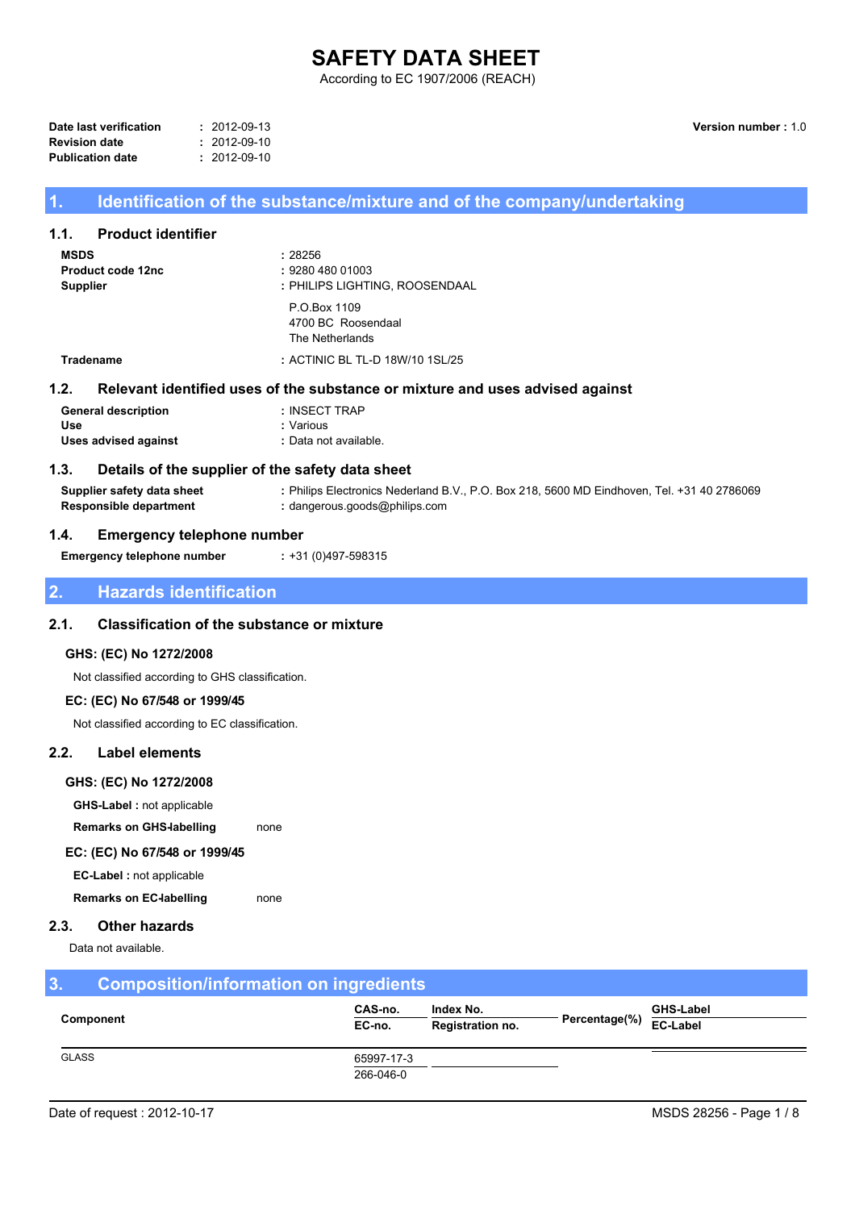# SAFETY DATA SHEET

According to EC 1907/2006 (REACH)

**Date last verification** : 2012-09-13
**Revision date** : 2012-09-10
**Publication date** : 2012-09-10

**Version number :** 1.0

## 1. Identification of the substance/mixture and of the company/undertaking

### 1.1. Product identifier

**MSDS** : 28256
**Product code 12nc** : 9280 480 01003
**Supplier** : PHILIPS LIGHTING, ROOSENDAAL

P.O.Box 1109
4700 BC Roosendaal
The Netherlands

**Tradename** : ACTINIC BL TL-D 18W/10 1SL/25

### 1.2. Relevant identified uses of the substance or mixture and uses advised against

**General description** : INSECT TRAP
**Use** : Various
**Uses advised against** : Data not available.

### 1.3. Details of the supplier of the safety data sheet

**Supplier safety data sheet** : Philips Electronics Nederland B.V., P.O. Box 218, 5600 MD Eindhoven, Tel. +31 40 2786069
**Responsible department** : dangerous.goods@philips.com

### 1.4. Emergency telephone number

**Emergency telephone number** : +31 (0)497-598315

## 2. Hazards identification

### 2.1. Classification of the substance or mixture

#### GHS: (EC) No 1272/2008

Not classified according to GHS classification.

#### EC: (EC) No 67/548 or 1999/45

Not classified according to EC classification.

### 2.2. Label elements

#### GHS: (EC) No 1272/2008

**GHS-Label :** not applicable

**Remarks on GHS-labelling** none

#### EC: (EC) No 67/548 or 1999/45

**EC-Label :** not applicable

**Remarks on EC-labelling** none

### 2.3. Other hazards

Data not available.

## 3. Composition/information on ingredients

| Component | CAS-no. / EC-no. | Index No. / Registration no. | Percentage(%) | GHS-Label / EC-Label |
|---|---|---|---|---|
| GLASS | 65997-17-3 / 266-046-0 | | | |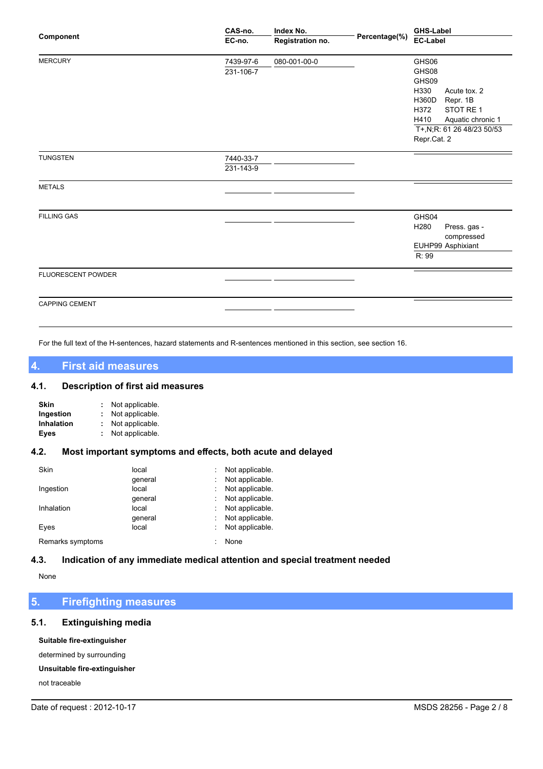| Component | CAS-no.<br>EC-no. | Index No.<br>Registration no. | Percentage(%) | GHS-Label<br>EC-Label |
|---|---|---|---|---|
| MERCURY | 7439-97-6<br>231-106-7 | 080-001-00-0 | | GHS06<br>GHS08<br>GHS09<br>H330 Acute tox. 2<br>H360D Repr. 1B<br>H372 STOT RE 1<br>H410 Aquatic chronic 1<br>T+,N;R: 61 26 48/23 50/53<br>Repr.Cat. 2 |
| TUNGSTEN | 7440-33-7<br>231-143-9 | | | |
| METALS | | | | |
| FILLING GAS | | | | GHS04<br>H280 Press. gas - compressed<br>EUHP99 Asphixiant<br>R: 99 |
| FLUORESCENT POWDER | | | | |
| CAPPING CEMENT | | | | |

For the full text of the H-sentences, hazard statements and R-sentences mentioned in this section, see section 16.

## 4. First aid measures

### 4.1. Description of first aid measures

**Skin** : Not applicable.
**Ingestion** : Not applicable.
**Inhalation** : Not applicable.
**Eyes** : Not applicable.

### 4.2. Most important symptoms and effects, both acute and delayed

| | | |
|---|---|---|
| Skin | local | : Not applicable. |
| | general | : Not applicable. |
| Ingestion | local | : Not applicable. |
| | general | : Not applicable. |
| Inhalation | local | : Not applicable. |
| | general | : Not applicable. |
| Eyes | local | : Not applicable. |
| Remarks symptoms | | : None |

### 4.3. Indication of any immediate medical attention and special treatment needed

None

## 5. Firefighting measures

### 5.1. Extinguishing media

**Suitable fire-extinguisher**

determined by surrounding

**Unsuitable fire-extinguisher**

not traceable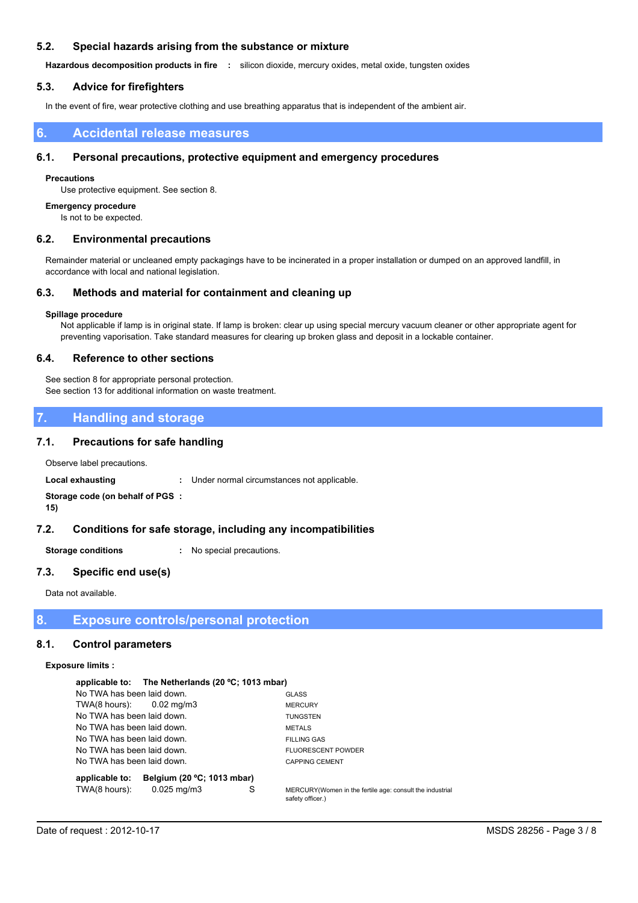### 5.2. Special hazards arising from the substance or mixture

**Hazardous decomposition products in fire** : silicon dioxide, mercury oxides, metal oxide, tungsten oxides

### 5.3. Advice for firefighters

In the event of fire, wear protective clothing and use breathing apparatus that is independent of the ambient air.

## 6. Accidental release measures

### 6.1. Personal precautions, protective equipment and emergency procedures

**Precautions**

Use protective equipment. See section 8.

**Emergency procedure**

Is not to be expected.

### 6.2. Environmental precautions

Remainder material or uncleaned empty packagings have to be incinerated in a proper installation or dumped on an approved landfill, in accordance with local and national legislation.

### 6.3. Methods and material for containment and cleaning up

**Spillage procedure**

Not applicable if lamp is in original state. If lamp is broken: clear up using special mercury vacuum cleaner or other appropriate agent for preventing vaporisation. Take standard measures for clearing up broken glass and deposit in a lockable container.

### 6.4. Reference to other sections

See section 8 for appropriate personal protection.
See section 13 for additional information on waste treatment.

## 7. Handling and storage

### 7.1. Precautions for safe handling

Observe label precautions.

**Local exhausting** : Under normal circumstances not applicable.

**Storage code (on behalf of PGS 15)** :

### 7.2. Conditions for safe storage, including any incompatibilities

**Storage conditions** : No special precautions.

### 7.3. Specific end use(s)

Data not available.

## 8. Exposure controls/personal protection

### 8.1. Control parameters

**Exposure limits :**

**applicable to: The Netherlands (20 ºC; 1013 mbar)**

| Limit | | |
|---|---|---|
| No TWA has been laid down. | | GLASS |
| TWA(8 hours): 0.02 mg/m3 | | MERCURY |
| No TWA has been laid down. | | TUNGSTEN |
| No TWA has been laid down. | | METALS |
| No TWA has been laid down. | | FILLING GAS |
| No TWA has been laid down. | | FLUORESCENT POWDER |
| No TWA has been laid down. | | CAPPING CEMENT |

**applicable to: Belgium (20 ºC; 1013 mbar)**

| Limit | | |
|---|---|---|
| TWA(8 hours): 0.025 mg/m3 | S | MERCURY(Women in the fertile age: consult the industrial safety officer.) |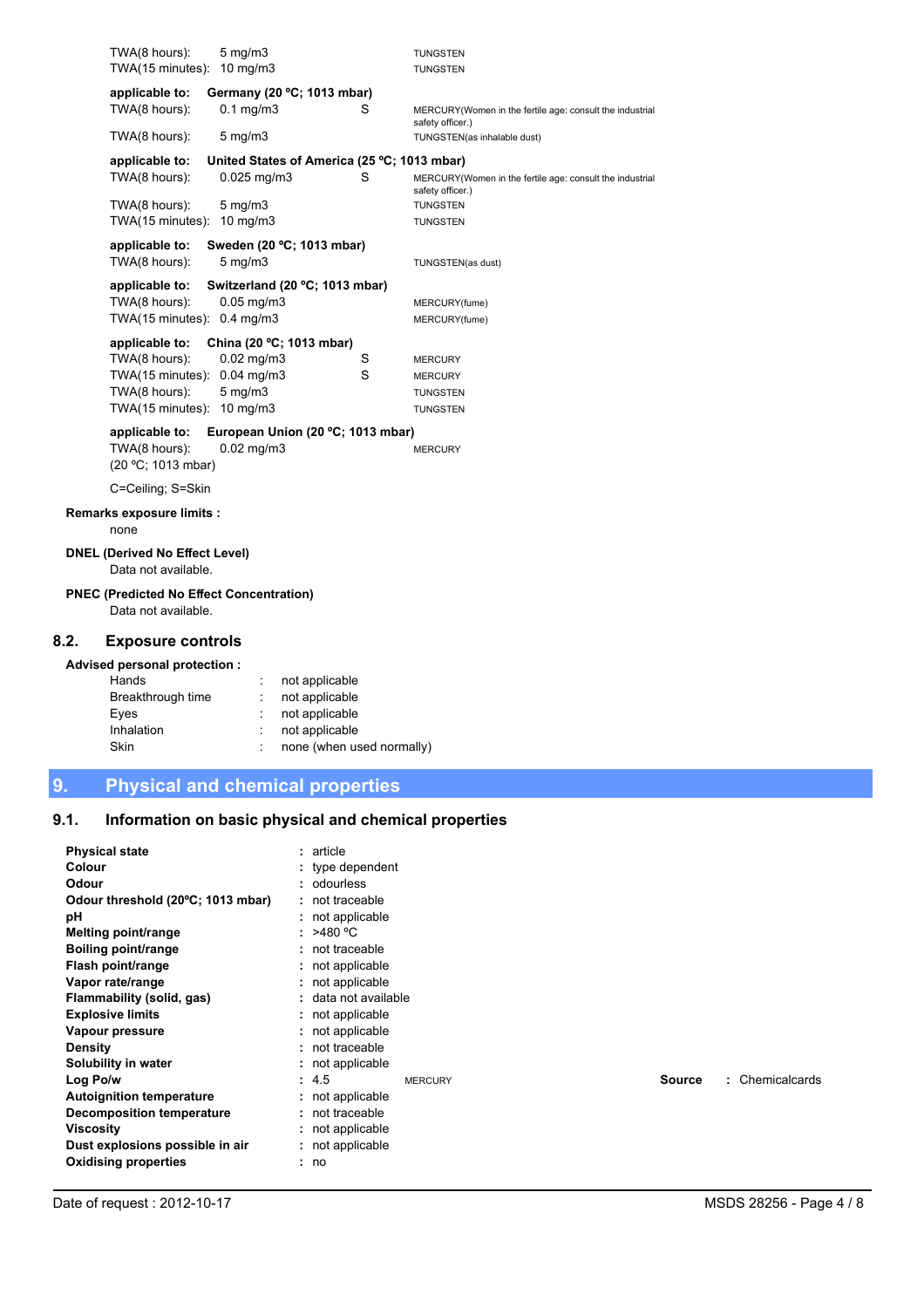TWA(8 hours): 5 mg/m3 — TUNGSTEN
TWA(15 minutes): 10 mg/m3 — TUNGSTEN

**applicable to: Germany (20 ºC; 1013 mbar)**

| | | | |
|---|---|---|---|
| TWA(8 hours): | 0.1 mg/m3 | S | MERCURY(Women in the fertile age: consult the industrial safety officer.) |
| TWA(8 hours): | 5 mg/m3 | | TUNGSTEN(as inhalable dust) |

**applicable to: United States of America (25 ºC; 1013 mbar)**

| | | | |
|---|---|---|---|
| TWA(8 hours): | 0.025 mg/m3 | S | MERCURY(Women in the fertile age: consult the industrial safety officer.) |
| TWA(8 hours): | 5 mg/m3 | | TUNGSTEN |
| TWA(15 minutes): | 10 mg/m3 | | TUNGSTEN |

**applicable to: Sweden (20 ºC; 1013 mbar)**

| | | | |
|---|---|---|---|
| TWA(8 hours): | 5 mg/m3 | | TUNGSTEN(as dust) |

**applicable to: Switzerland (20 ºC; 1013 mbar)**

| | | | |
|---|---|---|---|
| TWA(8 hours): | 0.05 mg/m3 | | MERCURY(fume) |
| TWA(15 minutes): | 0.4 mg/m3 | | MERCURY(fume) |

**applicable to: China (20 ºC; 1013 mbar)**

| | | | |
|---|---|---|---|
| TWA(8 hours): | 0.02 mg/m3 | S | MERCURY |
| TWA(15 minutes): | 0.04 mg/m3 | S | MERCURY |
| TWA(8 hours): | 5 mg/m3 | | TUNGSTEN |
| TWA(15 minutes): | 10 mg/m3 | | TUNGSTEN |

**applicable to: European Union (20 ºC; 1013 mbar)**

| | | | |
|---|---|---|---|
| TWA(8 hours): | 0.02 mg/m3 | | MERCURY |

(20 ºC; 1013 mbar)

C=Ceiling; S=Skin

**Remarks exposure limits :**
none

**DNEL (Derived No Effect Level)**
Data not available.

**PNEC (Predicted No Effect Concentration)**
Data not available.

## 8.2. Exposure controls

**Advised personal protection :**

| | | |
|---|---|---|
| Hands | : | not applicable |
| Breakthrough time | : | not applicable |
| Eyes | : | not applicable |
| Inhalation | : | not applicable |
| Skin | : | none (when used normally) |

# 9. Physical and chemical properties

## 9.1. Information on basic physical and chemical properties

| | | | |
|---|---|---|---|
| **Physical state** | : article | | |
| **Colour** | : type dependent | | |
| **Odour** | : odourless | | |
| **Odour threshold (20ºC; 1013 mbar)** | : not traceable | | |
| **pH** | : not applicable | | |
| **Melting point/range** | : >480 ºC | | |
| **Boiling point/range** | : not traceable | | |
| **Flash point/range** | : not applicable | | |
| **Vapor rate/range** | : not applicable | | |
| **Flammability (solid, gas)** | : data not available | | |
| **Explosive limits** | : not applicable | | |
| **Vapour pressure** | : not applicable | | |
| **Density** | : not traceable | | |
| **Solubility in water** | : not applicable | | |
| **Log Po/w** | : 4.5 | MERCURY | **Source** : Chemicalcards |
| **Autoignition temperature** | : not applicable | | |
| **Decomposition temperature** | : not traceable | | |
| **Viscosity** | : not applicable | | |
| **Dust explosions possible in air** | : not applicable | | |
| **Oxidising properties** | : no | | |

Date of request : 2012-10-17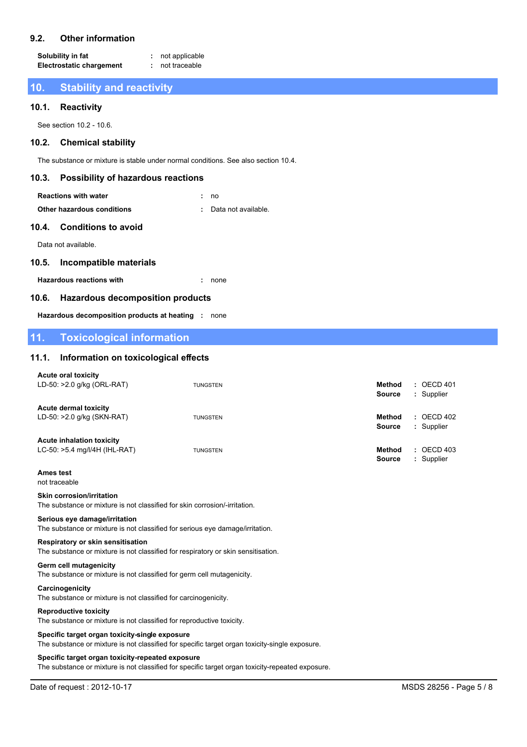### 9.2. Other information

**Solubility in fat** : not applicable
**Electrostatic chargement** : not traceable

## 10. Stability and reactivity

### 10.1. Reactivity

See section 10.2 - 10.6.

### 10.2. Chemical stability

The substance or mixture is stable under normal conditions. See also section 10.4.

### 10.3. Possibility of hazardous reactions

**Reactions with water** : no
**Other hazardous conditions** : Data not available.

### 10.4. Conditions to avoid

Data not available.

### 10.5. Incompatible materials

**Hazardous reactions with** : none

### 10.6. Hazardous decomposition products

**Hazardous decomposition products at heating** : none

## 11. Toxicological information

### 11.1. Information on toxicological effects

**Acute oral toxicity**

| | | | |
|---|---|---|---|
| LD-50: >2.0 g/kg (ORL-RAT) | TUNGSTEN | **Method**<br>**Source** | : OECD 401<br>: Supplier |

**Acute dermal toxicity**

| | | | |
|---|---|---|---|
| LD-50: >2.0 g/kg (SKN-RAT) | TUNGSTEN | **Method**<br>**Source** | : OECD 402<br>: Supplier |

**Acute inhalation toxicity**

| | | | |
|---|---|---|---|
| LC-50: >5.4 mg/l/4H (IHL-RAT) | TUNGSTEN | **Method**<br>**Source** | : OECD 403<br>: Supplier |

**Ames test**
not traceable

**Skin corrosion/irritation**
The substance or mixture is not classified for skin corrosion/-irritation.

**Serious eye damage/irritation**
The substance or mixture is not classified for serious eye damage/irritation.

**Respiratory or skin sensitisation**
The substance or mixture is not classified for respiratory or skin sensitisation.

**Germ cell mutagenicity**
The substance or mixture is not classified for germ cell mutagenicity.

**Carcinogenicity**
The substance or mixture is not classified for carcinogenicity.

**Reproductive toxicity**
The substance or mixture is not classified for reproductive toxicity.

**Specific target organ toxicity-single exposure**
The substance or mixture is not classified for specific target organ toxicity-single exposure.

**Specific target organ toxicity-repeated exposure**
The substance or mixture is not classified for specific target organ toxicity-repeated exposure.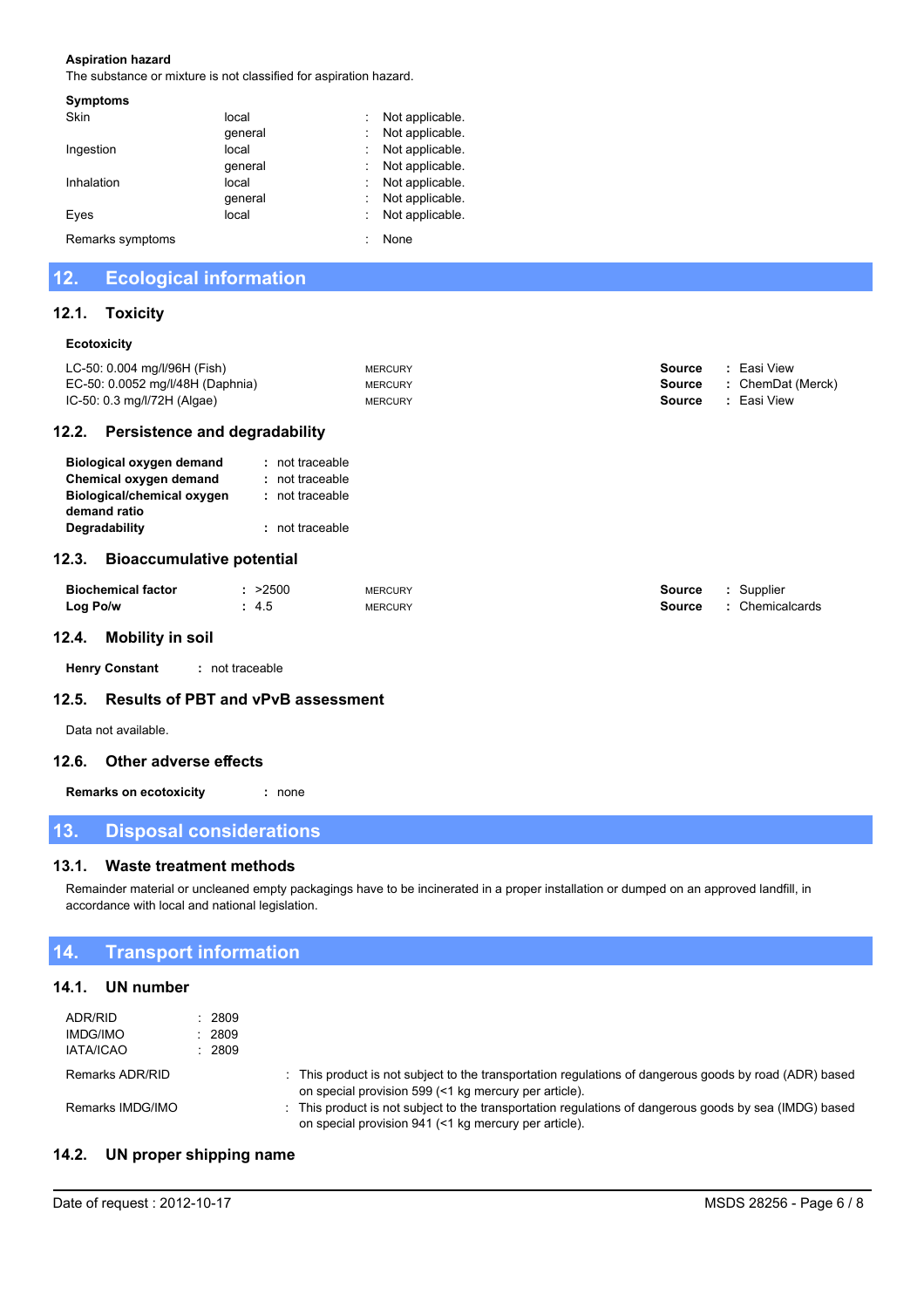**Aspiration hazard**

The substance or mixture is not classified for aspiration hazard.

**Symptoms**

| | | | |
|---|---|---|---|
| Skin | local | : | Not applicable. |
| | general | : | Not applicable. |
| Ingestion | local | : | Not applicable. |
| | general | : | Not applicable. |
| Inhalation | local | : | Not applicable. |
| | general | : | Not applicable. |
| Eyes | local | : | Not applicable. |
| Remarks symptoms | | : | None |

## 12. Ecological information

### 12.1. Toxicity

**Ecotoxicity**

| | | | |
|---|---|---|---|
| LC-50: 0.004 mg/l/96H (Fish) | MERCURY | **Source** | : Easi View |
| EC-50: 0.0052 mg/l/48H (Daphnia) | MERCURY | **Source** | : ChemDat (Merck) |
| IC-50: 0.3 mg/l/72H (Algae) | MERCURY | **Source** | : Easi View |

### 12.2. Persistence and degradability

| | |
|---|---|
| **Biological oxygen demand** | : not traceable |
| **Chemical oxygen demand** | : not traceable |
| **Biological/chemical oxygen demand ratio** | : not traceable |
| **Degradability** | : not traceable |

### 12.3. Bioaccumulative potential

| | | | | |
|---|---|---|---|---|
| **Biochemical factor** | : >2500 | MERCURY | **Source** | : Supplier |
| **Log Po/w** | : 4.5 | MERCURY | **Source** | : Chemicalcards |

### 12.4. Mobility in soil

**Henry Constant** : not traceable

### 12.5. Results of PBT and vPvB assessment

Data not available.

### 12.6. Other adverse effects

**Remarks on ecotoxicity** : none

## 13. Disposal considerations

### 13.1. Waste treatment methods

Remainder material or uncleaned empty packagings have to be incinerated in a proper installation or dumped on an approved landfill, in accordance with local and national legislation.

## 14. Transport information

### 14.1. UN number

| | |
|---|---|
| ADR/RID | : 2809 |
| IMDG/IMO | : 2809 |
| IATA/ICAO | : 2809 |

Remarks ADR/RID : This product is not subject to the transportation regulations of dangerous goods by road (ADR) based on special provision 599 (<1 kg mercury per article).

Remarks IMDG/IMO : This product is not subject to the transportation regulations of dangerous goods by sea (IMDG) based on special provision 941 (<1 kg mercury per article).

### 14.2. UN proper shipping name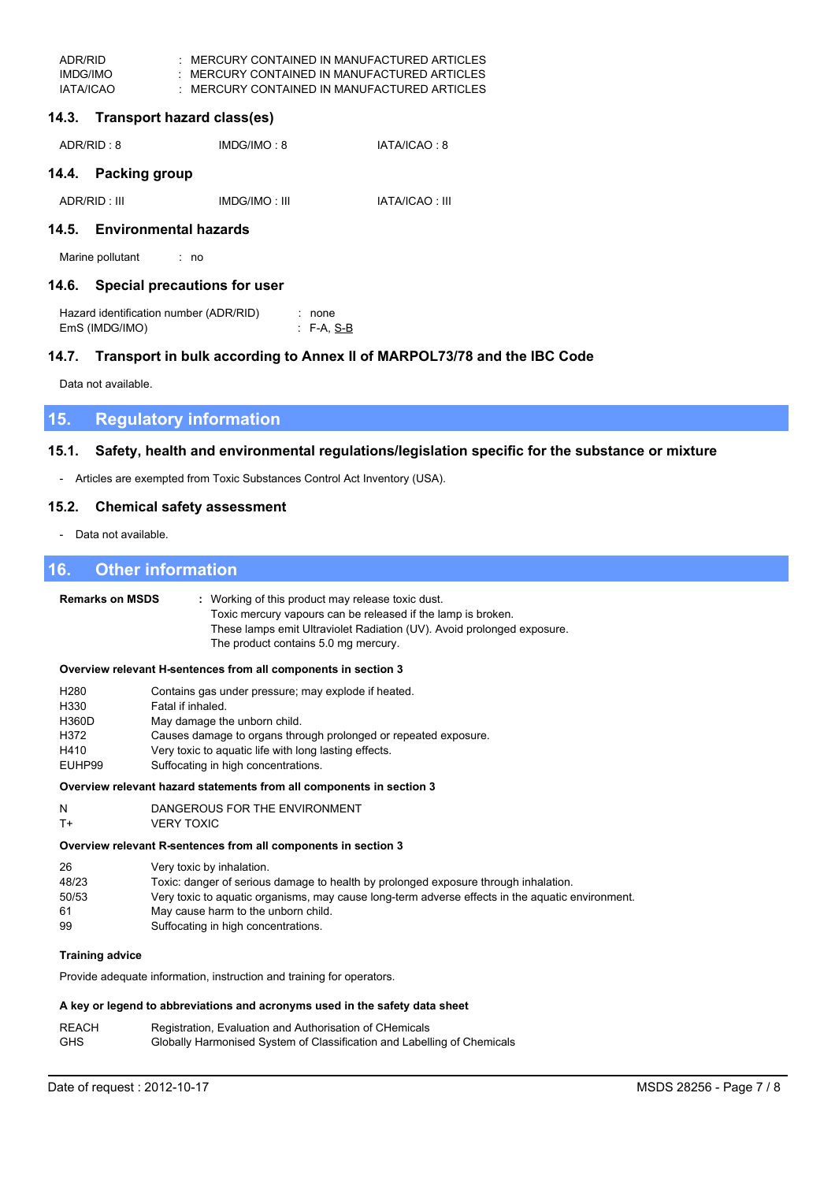| | | |
|---|---|---|
| ADR/RID | : | MERCURY CONTAINED IN MANUFACTURED ARTICLES |
| IMDG/IMO | : | MERCURY CONTAINED IN MANUFACTURED ARTICLES |
| IATA/ICAO | : | MERCURY CONTAINED IN MANUFACTURED ARTICLES |

### 14.3. Transport hazard class(es)

ADR/RID : 8 IMDG/IMO : 8 IATA/ICAO : 8

### 14.4. Packing group

ADR/RID : III IMDG/IMO : III IATA/ICAO : III

### 14.5. Environmental hazards

Marine pollutant : no

### 14.6. Special precautions for user

Hazard identification number (ADR/RID) : none
EmS (IMDG/IMO) : F-A, S-B

### 14.7. Transport in bulk according to Annex II of MARPOL73/78 and the IBC Code

Data not available.

## 15. Regulatory information

### 15.1. Safety, health and environmental regulations/legislation specific for the substance or mixture

- Articles are exempted from Toxic Substances Control Act Inventory (USA).

### 15.2. Chemical safety assessment

- Data not available.

## 16. Other information

**Remarks on MSDS** : Working of this product may release toxic dust.
Toxic mercury vapours can be released if the lamp is broken.
These lamps emit Ultraviolet Radiation (UV). Avoid prolonged exposure.
The product contains 5.0 mg mercury.

**Overview relevant H-sentences from all components in section 3**

| | |
|---|---|
| H280 | Contains gas under pressure; may explode if heated. |
| H330 | Fatal if inhaled. |
| H360D | May damage the unborn child. |
| H372 | Causes damage to organs through prolonged or repeated exposure. |
| H410 | Very toxic to aquatic life with long lasting effects. |
| EUHP99 | Suffocating in high concentrations. |

**Overview relevant hazard statements from all components in section 3**

| | |
|---|---|
| N | DANGEROUS FOR THE ENVIRONMENT |
| T+ | VERY TOXIC |

**Overview relevant R-sentences from all components in section 3**

| | |
|---|---|
| 26 | Very toxic by inhalation. |
| 48/23 | Toxic: danger of serious damage to health by prolonged exposure through inhalation. |
| 50/53 | Very toxic to aquatic organisms, may cause long-term adverse effects in the aquatic environment. |
| 61 | May cause harm to the unborn child. |
| 99 | Suffocating in high concentrations. |

**Training advice**

Provide adequate information, instruction and training for operators.

**A key or legend to abbreviations and acronyms used in the safety data sheet**

| | |
|---|---|
| REACH | Registration, Evaluation and Authorisation of CHemicals |
| GHS | Globally Harmonised System of Classification and Labelling of Chemicals |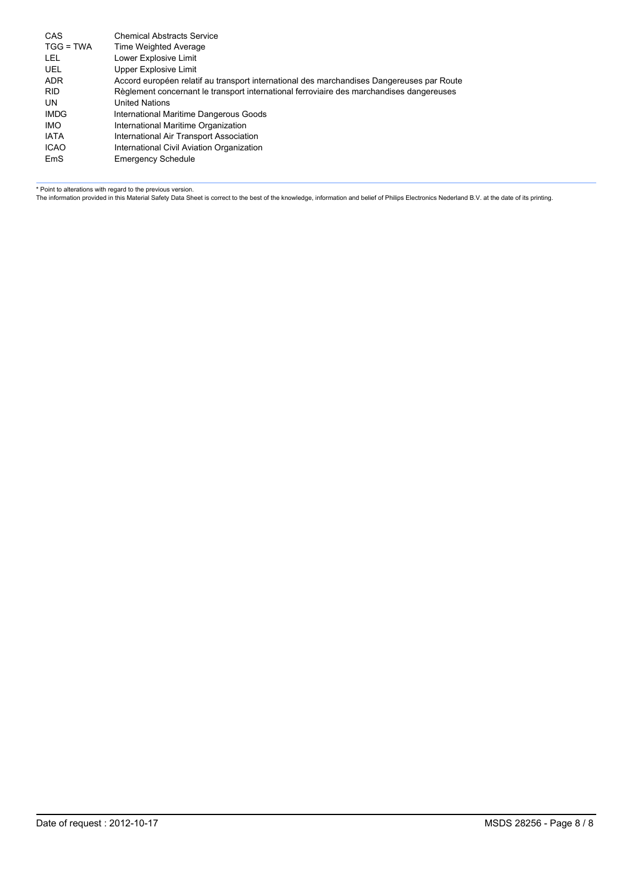| | |
|---|---|
| CAS | Chemical Abstracts Service |
| TGG = TWA | Time Weighted Average |
| LEL | Lower Explosive Limit |
| UEL | Upper Explosive Limit |
| ADR | Accord européen relatif au transport international des marchandises Dangereuses par Route |
| RID | Règlement concernant le transport international ferroviaire des marchandises dangereuses |
| UN | United Nations |
| IMDG | International Maritime Dangerous Goods |
| IMO | International Maritime Organization |
| IATA | International Air Transport Association |
| ICAO | International Civil Aviation Organization |
| EmS | Emergency Schedule |

---

* Point to alterations with regard to the previous version.

The information provided in this Material Safety Data Sheet is correct to the best of the knowledge, information and belief of Philips Electronics Nederland B.V. at the date of its printing.